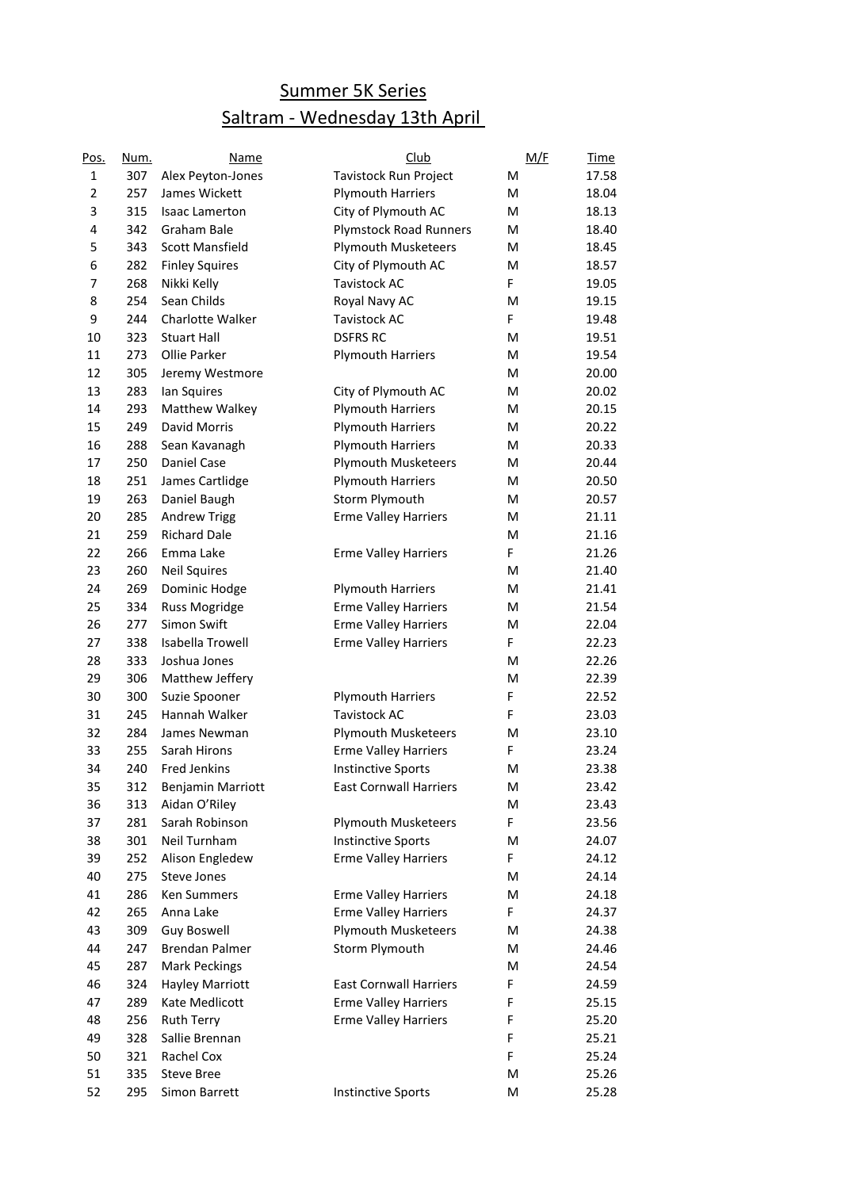# Summer 5K Series

## Saltram - Wednesday 13th April

| Pos. | Num. | Name | Club | M/F | Time |
|---|---|---|---|---|---|
| 1 | 307 | Alex Peyton-Jones | Tavistock Run Project | M | 17.58 |
| 2 | 257 | James Wickett | Plymouth Harriers | M | 18.04 |
| 3 | 315 | Isaac Lamerton | City of Plymouth AC | M | 18.13 |
| 4 | 342 | Graham Bale | Plymstock Road Runners | M | 18.40 |
| 5 | 343 | Scott Mansfield | Plymouth Musketeers | M | 18.45 |
| 6 | 282 | Finley Squires | City of Plymouth AC | M | 18.57 |
| 7 | 268 | Nikki Kelly | Tavistock AC | F | 19.05 |
| 8 | 254 | Sean Childs | Royal Navy AC | M | 19.15 |
| 9 | 244 | Charlotte Walker | Tavistock AC | F | 19.48 |
| 10 | 323 | Stuart Hall | DSFRS RC | M | 19.51 |
| 11 | 273 | Ollie Parker | Plymouth Harriers | M | 19.54 |
| 12 | 305 | Jeremy Westmore | | M | 20.00 |
| 13 | 283 | Ian Squires | City of Plymouth AC | M | 20.02 |
| 14 | 293 | Matthew Walkey | Plymouth Harriers | M | 20.15 |
| 15 | 249 | David Morris | Plymouth Harriers | M | 20.22 |
| 16 | 288 | Sean Kavanagh | Plymouth Harriers | M | 20.33 |
| 17 | 250 | Daniel Case | Plymouth Musketeers | M | 20.44 |
| 18 | 251 | James Cartlidge | Plymouth Harriers | M | 20.50 |
| 19 | 263 | Daniel Baugh | Storm Plymouth | M | 20.57 |
| 20 | 285 | Andrew Trigg | Erme Valley Harriers | M | 21.11 |
| 21 | 259 | Richard Dale | | M | 21.16 |
| 22 | 266 | Emma Lake | Erme Valley Harriers | F | 21.26 |
| 23 | 260 | Neil Squires | | M | 21.40 |
| 24 | 269 | Dominic Hodge | Plymouth Harriers | M | 21.41 |
| 25 | 334 | Russ Mogridge | Erme Valley Harriers | M | 21.54 |
| 26 | 277 | Simon Swift | Erme Valley Harriers | M | 22.04 |
| 27 | 338 | Isabella Trowell | Erme Valley Harriers | F | 22.23 |
| 28 | 333 | Joshua Jones | | M | 22.26 |
| 29 | 306 | Matthew Jeffery | | M | 22.39 |
| 30 | 300 | Suzie Spooner | Plymouth Harriers | F | 22.52 |
| 31 | 245 | Hannah Walker | Tavistock AC | F | 23.03 |
| 32 | 284 | James Newman | Plymouth Musketeers | M | 23.10 |
| 33 | 255 | Sarah Hirons | Erme Valley Harriers | F | 23.24 |
| 34 | 240 | Fred Jenkins | Instinctive Sports | M | 23.38 |
| 35 | 312 | Benjamin Marriott | East Cornwall Harriers | M | 23.42 |
| 36 | 313 | Aidan O'Riley | | M | 23.43 |
| 37 | 281 | Sarah Robinson | Plymouth Musketeers | F | 23.56 |
| 38 | 301 | Neil Turnham | Instinctive Sports | M | 24.07 |
| 39 | 252 | Alison Engledew | Erme Valley Harriers | F | 24.12 |
| 40 | 275 | Steve Jones | | M | 24.14 |
| 41 | 286 | Ken Summers | Erme Valley Harriers | M | 24.18 |
| 42 | 265 | Anna Lake | Erme Valley Harriers | F | 24.37 |
| 43 | 309 | Guy Boswell | Plymouth Musketeers | M | 24.38 |
| 44 | 247 | Brendan Palmer | Storm Plymouth | M | 24.46 |
| 45 | 287 | Mark Peckings | | M | 24.54 |
| 46 | 324 | Hayley Marriott | East Cornwall Harriers | F | 24.59 |
| 47 | 289 | Kate Medlicott | Erme Valley Harriers | F | 25.15 |
| 48 | 256 | Ruth Terry | Erme Valley Harriers | F | 25.20 |
| 49 | 328 | Sallie Brennan | | F | 25.21 |
| 50 | 321 | Rachel Cox | | F | 25.24 |
| 51 | 335 | Steve Bree | | M | 25.26 |
| 52 | 295 | Simon Barrett | Instinctive Sports | M | 25.28 |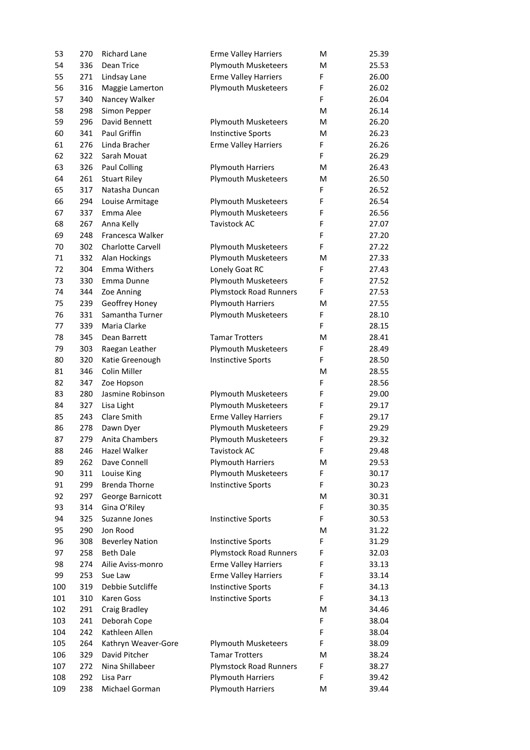| | | | | | |
|---|---|---|---|---|---|
| 53 | 270 | Richard Lane | Erme Valley Harriers | M | 25.39 |
| 54 | 336 | Dean Trice | Plymouth Musketeers | M | 25.53 |
| 55 | 271 | Lindsay Lane | Erme Valley Harriers | F | 26.00 |
| 56 | 316 | Maggie Lamerton | Plymouth Musketeers | F | 26.02 |
| 57 | 340 | Nancey Walker | | F | 26.04 |
| 58 | 298 | Simon Pepper | | M | 26.14 |
| 59 | 296 | David Bennett | Plymouth Musketeers | M | 26.20 |
| 60 | 341 | Paul Griffin | Instinctive Sports | M | 26.23 |
| 61 | 276 | Linda Bracher | Erme Valley Harriers | F | 26.26 |
| 62 | 322 | Sarah Mouat | | F | 26.29 |
| 63 | 326 | Paul Colling | Plymouth Harriers | M | 26.43 |
| 64 | 261 | Stuart Riley | Plymouth Musketeers | M | 26.50 |
| 65 | 317 | Natasha Duncan | | F | 26.52 |
| 66 | 294 | Louise Armitage | Plymouth Musketeers | F | 26.54 |
| 67 | 337 | Emma Alee | Plymouth Musketeers | F | 26.56 |
| 68 | 267 | Anna Kelly | Tavistock AC | F | 27.07 |
| 69 | 248 | Francesca Walker | | F | 27.20 |
| 70 | 302 | Charlotte Carvell | Plymouth Musketeers | F | 27.22 |
| 71 | 332 | Alan Hockings | Plymouth Musketeers | M | 27.33 |
| 72 | 304 | Emma Withers | Lonely Goat RC | F | 27.43 |
| 73 | 330 | Emma Dunne | Plymouth Musketeers | F | 27.52 |
| 74 | 344 | Zoe Anning | Plymstock Road Runners | F | 27.53 |
| 75 | 239 | Geoffrey Honey | Plymouth Harriers | M | 27.55 |
| 76 | 331 | Samantha Turner | Plymouth Musketeers | F | 28.10 |
| 77 | 339 | Maria Clarke | | F | 28.15 |
| 78 | 345 | Dean Barrett | Tamar Trotters | M | 28.41 |
| 79 | 303 | Raegan Leather | Plymouth Musketeers | F | 28.49 |
| 80 | 320 | Katie Greenough | Instinctive Sports | F | 28.50 |
| 81 | 346 | Colin Miller | | M | 28.55 |
| 82 | 347 | Zoe Hopson | | F | 28.56 |
| 83 | 280 | Jasmine Robinson | Plymouth Musketeers | F | 29.00 |
| 84 | 327 | Lisa Light | Plymouth Musketeers | F | 29.17 |
| 85 | 243 | Clare Smith | Erme Valley Harriers | F | 29.17 |
| 86 | 278 | Dawn Dyer | Plymouth Musketeers | F | 29.29 |
| 87 | 279 | Anita Chambers | Plymouth Musketeers | F | 29.32 |
| 88 | 246 | Hazel Walker | Tavistock AC | F | 29.48 |
| 89 | 262 | Dave Connell | Plymouth Harriers | M | 29.53 |
| 90 | 311 | Louise King | Plymouth Musketeers | F | 30.17 |
| 91 | 299 | Brenda Thorne | Instinctive Sports | F | 30.23 |
| 92 | 297 | George Barnicott | | M | 30.31 |
| 93 | 314 | Gina O'Riley | | F | 30.35 |
| 94 | 325 | Suzanne Jones | Instinctive Sports | F | 30.53 |
| 95 | 290 | Jon Rood | | M | 31.22 |
| 96 | 308 | Beverley Nation | Instinctive Sports | F | 31.29 |
| 97 | 258 | Beth Dale | Plymstock Road Runners | F | 32.03 |
| 98 | 274 | Ailie Aviss-monro | Erme Valley Harriers | F | 33.13 |
| 99 | 253 | Sue Law | Erme Valley Harriers | F | 33.14 |
| 100 | 319 | Debbie Sutcliffe | Instinctive Sports | F | 34.13 |
| 101 | 310 | Karen Goss | Instinctive Sports | F | 34.13 |
| 102 | 291 | Craig Bradley | | M | 34.46 |
| 103 | 241 | Deborah Cope | | F | 38.04 |
| 104 | 242 | Kathleen Allen | | F | 38.04 |
| 105 | 264 | Kathryn Weaver-Gore | Plymouth Musketeers | F | 38.09 |
| 106 | 329 | David Pitcher | Tamar Trotters | M | 38.24 |
| 107 | 272 | Nina Shillabeer | Plymstock Road Runners | F | 38.27 |
| 108 | 292 | Lisa Parr | Plymouth Harriers | F | 39.42 |
| 109 | 238 | Michael Gorman | Plymouth Harriers | M | 39.44 |